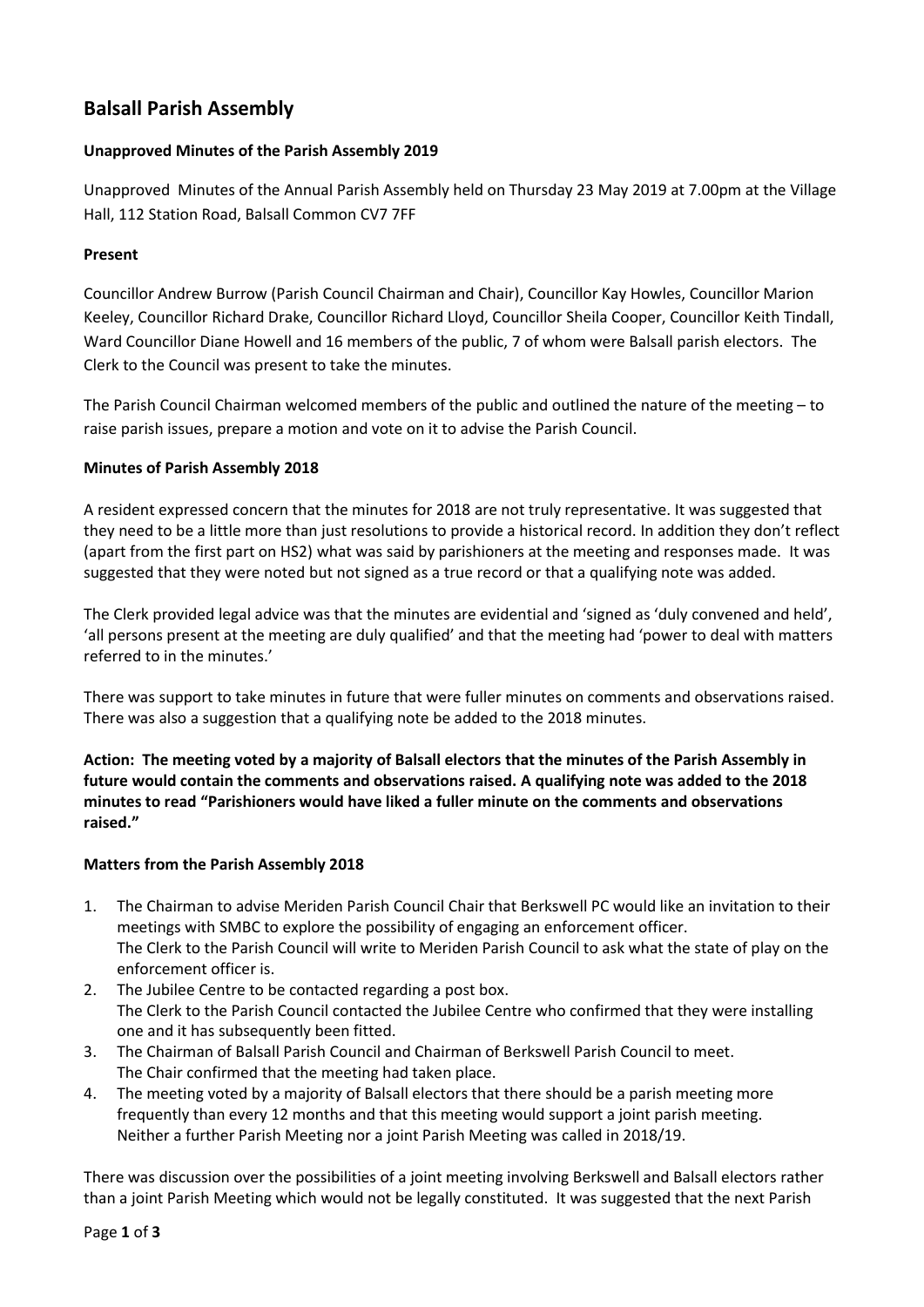# Balsall Parish Assembly

**Unapproved Minutes of the Parish Assembly 2019**

Unapproved Minutes of the Annual Parish Assembly held on Thursday 23 May 2019 at 7.00pm at the Village Hall, 112 Station Road, Balsall Common CV7 7FF

**Present**

Councillor Andrew Burrow (Parish Council Chairman and Chair), Councillor Kay Howles, Councillor Marion Keeley, Councillor Richard Drake, Councillor Richard Lloyd, Councillor Sheila Cooper, Councillor Keith Tindall, Ward Councillor Diane Howell and 16 members of the public, 7 of whom were Balsall parish electors. The Clerk to the Council was present to take the minutes.

The Parish Council Chairman welcomed members of the public and outlined the nature of the meeting – to raise parish issues, prepare a motion and vote on it to advise the Parish Council.

**Minutes of Parish Assembly 2018**

A resident expressed concern that the minutes for 2018 are not truly representative. It was suggested that they need to be a little more than just resolutions to provide a historical record. In addition they don't reflect (apart from the first part on HS2) what was said by parishioners at the meeting and responses made. It was suggested that they were noted but not signed as a true record or that a qualifying note was added.

The Clerk provided legal advice was that the minutes are evidential and 'signed as 'duly convened and held', 'all persons present at the meeting are duly qualified' and that the meeting had 'power to deal with matters referred to in the minutes.'

There was support to take minutes in future that were fuller minutes on comments and observations raised. There was also a suggestion that a qualifying note be added to the 2018 minutes.

**Action: The meeting voted by a majority of Balsall electors that the minutes of the Parish Assembly in future would contain the comments and observations raised. A qualifying note was added to the 2018 minutes to read "Parishioners would have liked a fuller minute on the comments and observations raised."**

**Matters from the Parish Assembly 2018**

1. The Chairman to advise Meriden Parish Council Chair that Berkswell PC would like an invitation to their meetings with SMBC to explore the possibility of engaging an enforcement officer.
   The Clerk to the Parish Council will write to Meriden Parish Council to ask what the state of play on the enforcement officer is.
2. The Jubilee Centre to be contacted regarding a post box.
   The Clerk to the Parish Council contacted the Jubilee Centre who confirmed that they were installing one and it has subsequently been fitted.
3. The Chairman of Balsall Parish Council and Chairman of Berkswell Parish Council to meet.
   The Chair confirmed that the meeting had taken place.
4. The meeting voted by a majority of Balsall electors that there should be a parish meeting more frequently than every 12 months and that this meeting would support a joint parish meeting.
   Neither a further Parish Meeting nor a joint Parish Meeting was called in 2018/19.

There was discussion over the possibilities of a joint meeting involving Berkswell and Balsall electors rather than a joint Parish Meeting which would not be legally constituted. It was suggested that the next Parish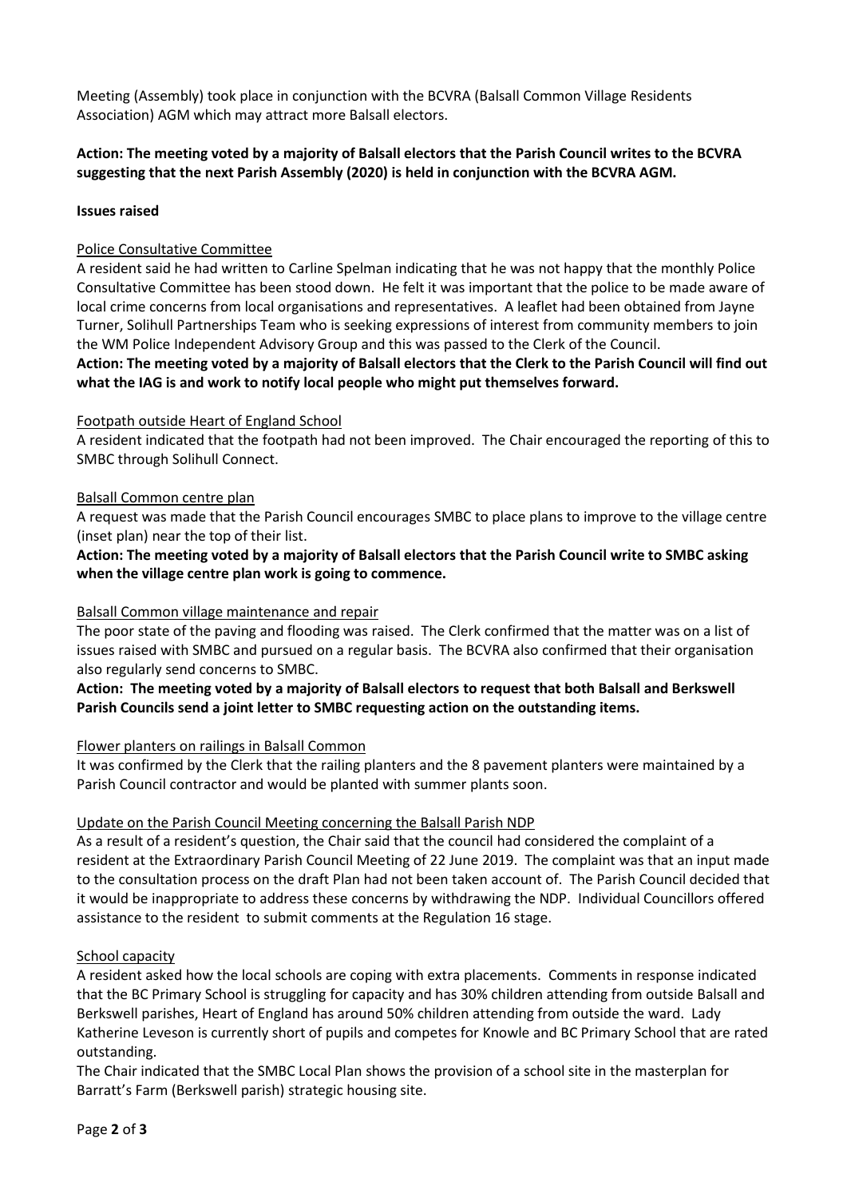Meeting (Assembly) took place in conjunction with the BCVRA (Balsall Common Village Residents Association) AGM which may attract more Balsall electors.

**Action: The meeting voted by a majority of Balsall electors that the Parish Council writes to the BCVRA suggesting that the next Parish Assembly (2020) is held in conjunction with the BCVRA AGM.**

**Issues raised**

Police Consultative Committee

A resident said he had written to Carline Spelman indicating that he was not happy that the monthly Police Consultative Committee has been stood down. He felt it was important that the police to be made aware of local crime concerns from local organisations and representatives. A leaflet had been obtained from Jayne Turner, Solihull Partnerships Team who is seeking expressions of interest from community members to join the WM Police Independent Advisory Group and this was passed to the Clerk of the Council.

**Action: The meeting voted by a majority of Balsall electors that the Clerk to the Parish Council will find out what the IAG is and work to notify local people who might put themselves forward.**

Footpath outside Heart of England School

A resident indicated that the footpath had not been improved. The Chair encouraged the reporting of this to SMBC through Solihull Connect.

Balsall Common centre plan

A request was made that the Parish Council encourages SMBC to place plans to improve to the village centre (inset plan) near the top of their list.

**Action: The meeting voted by a majority of Balsall electors that the Parish Council write to SMBC asking when the village centre plan work is going to commence.**

Balsall Common village maintenance and repair

The poor state of the paving and flooding was raised. The Clerk confirmed that the matter was on a list of issues raised with SMBC and pursued on a regular basis. The BCVRA also confirmed that their organisation also regularly send concerns to SMBC.

**Action: The meeting voted by a majority of Balsall electors to request that both Balsall and Berkswell Parish Councils send a joint letter to SMBC requesting action on the outstanding items.**

Flower planters on railings in Balsall Common

It was confirmed by the Clerk that the railing planters and the 8 pavement planters were maintained by a Parish Council contractor and would be planted with summer plants soon.

Update on the Parish Council Meeting concerning the Balsall Parish NDP

As a result of a resident's question, the Chair said that the council had considered the complaint of a resident at the Extraordinary Parish Council Meeting of 22 June 2019. The complaint was that an input made to the consultation process on the draft Plan had not been taken account of. The Parish Council decided that it would be inappropriate to address these concerns by withdrawing the NDP. Individual Councillors offered assistance to the resident to submit comments at the Regulation 16 stage.

School capacity

A resident asked how the local schools are coping with extra placements. Comments in response indicated that the BC Primary School is struggling for capacity and has 30% children attending from outside Balsall and Berkswell parishes, Heart of England has around 50% children attending from outside the ward. Lady Katherine Leveson is currently short of pupils and competes for Knowle and BC Primary School that are rated outstanding.

The Chair indicated that the SMBC Local Plan shows the provision of a school site in the masterplan for Barratt's Farm (Berkswell parish) strategic housing site.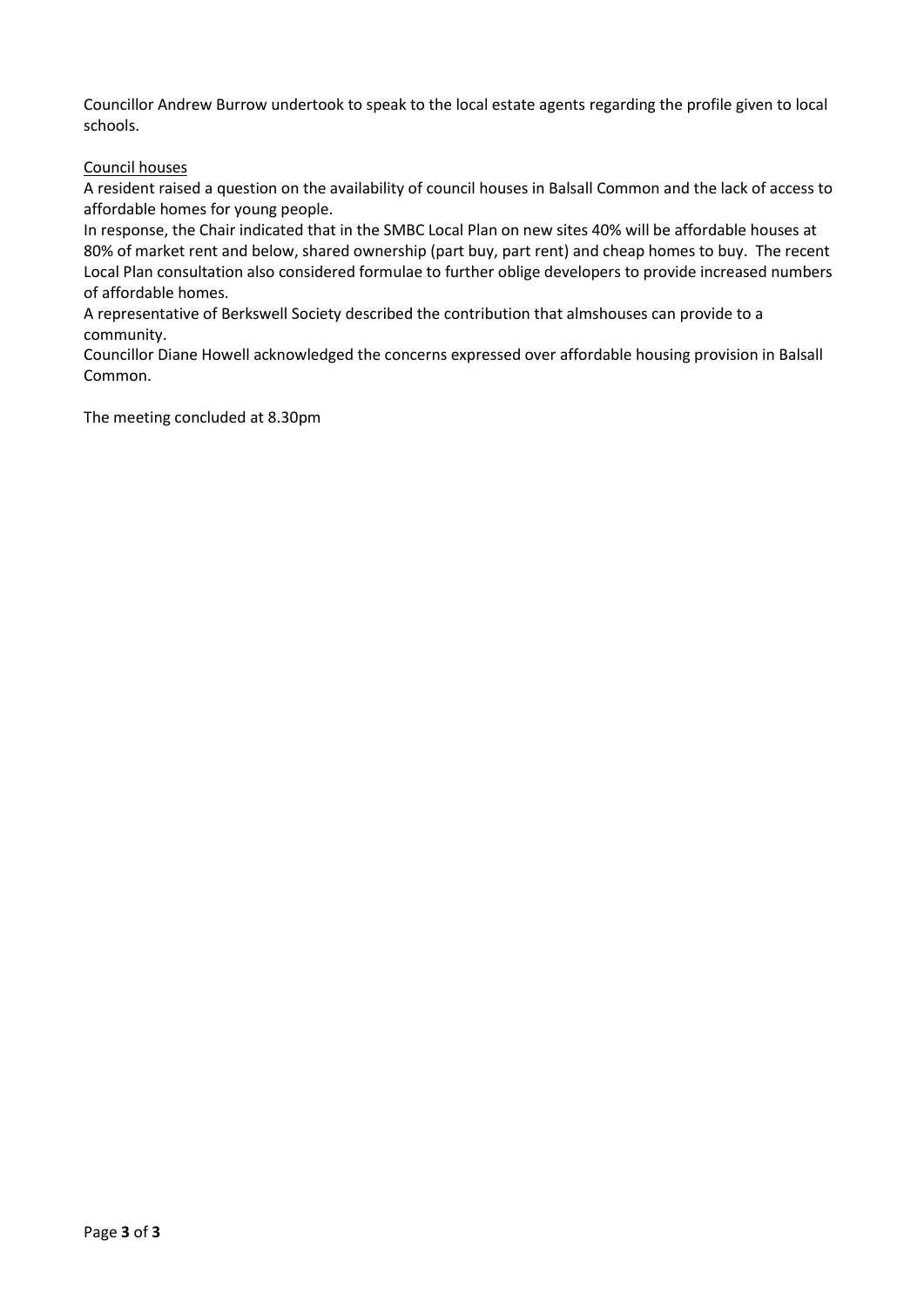Councillor Andrew Burrow undertook to speak to the local estate agents regarding the profile given to local schools.

Council houses

A resident raised a question on the availability of council houses in Balsall Common and the lack of access to affordable homes for young people.

In response, the Chair indicated that in the SMBC Local Plan on new sites 40% will be affordable houses at 80% of market rent and below, shared ownership (part buy, part rent) and cheap homes to buy. The recent Local Plan consultation also considered formulae to further oblige developers to provide increased numbers of affordable homes.

A representative of Berkswell Society described the contribution that almshouses can provide to a community.

Councillor Diane Howell acknowledged the concerns expressed over affordable housing provision in Balsall Common.

The meeting concluded at 8.30pm